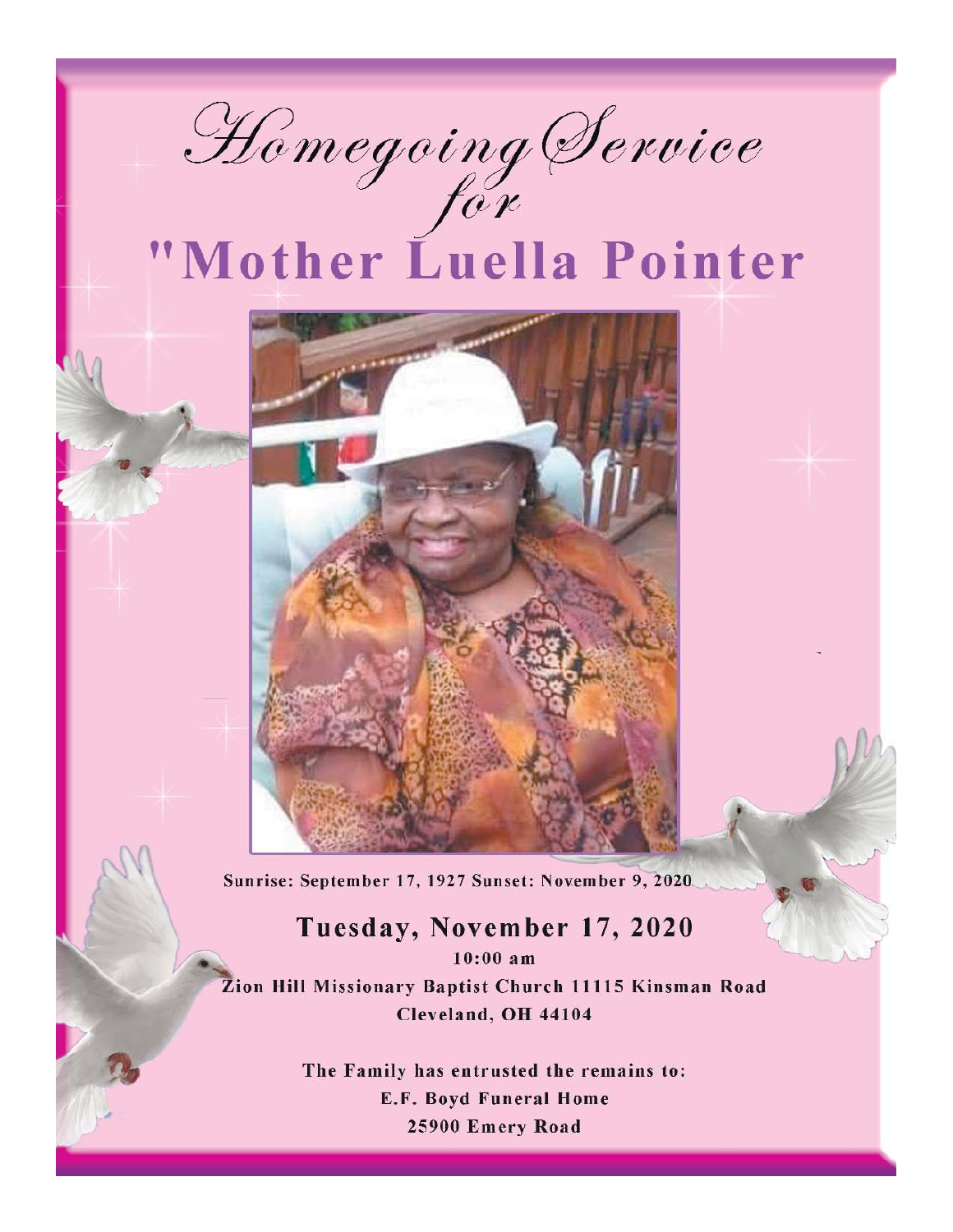# Homegoing Service for

# "Mother Luella Pointer

Sunrise: September 17, 1927 Sunset: November 9, 2020

## Tuesday, November 17, 2020

**10:00 am**

**Zion Hill Missionary Baptist Church 11115 Kinsman Road**

**Cleveland, OH 44104**

**The Family has entrusted the remains to:**

**E.F. Boyd Funeral Home**

**25900 Emery Road**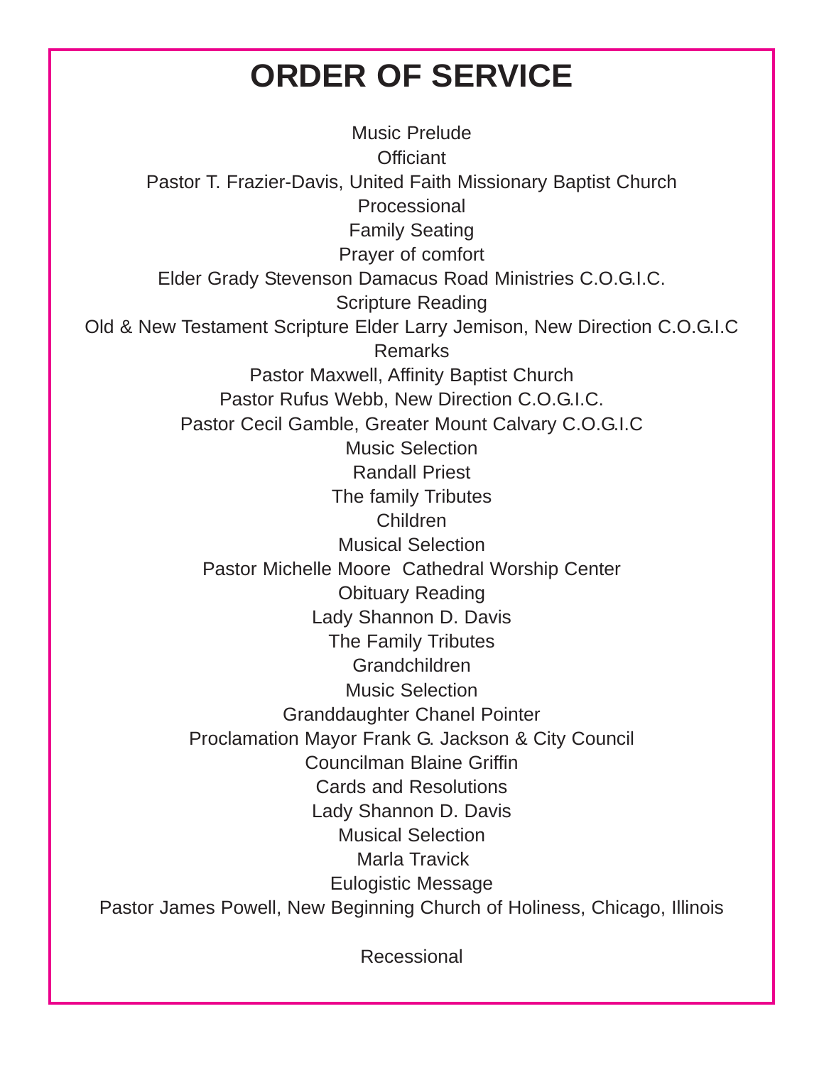# ORDER OF SERVICE

Music Prelude

Officiant

Pastor T. Frazier-Davis, United Faith Missionary Baptist Church

Processional

Family Seating

Prayer of comfort

Elder Grady Stevenson Damacus Road Ministries C.O.G.I.C.

Scripture Reading

Old & New Testament Scripture Elder Larry Jemison, New Direction C.O.G.I.C

Remarks

Pastor Maxwell, Affinity Baptist Church

Pastor Rufus Webb, New Direction C.O.G.I.C.

Pastor Cecil Gamble, Greater Mount Calvary C.O.G.I.C

Music Selection

Randall Priest

The family Tributes

Children

Musical Selection

Pastor Michelle Moore  Cathedral Worship Center

Obituary Reading

Lady Shannon D. Davis

The Family Tributes

Grandchildren

Music Selection

Granddaughter Chanel Pointer

Proclamation Mayor Frank G. Jackson & City Council

Councilman Blaine Griffin

Cards and Resolutions

Lady Shannon D. Davis

Musical Selection

Marla Travick

Eulogistic Message

Pastor James Powell, New Beginning Church of Holiness, Chicago, Illinois

Recessional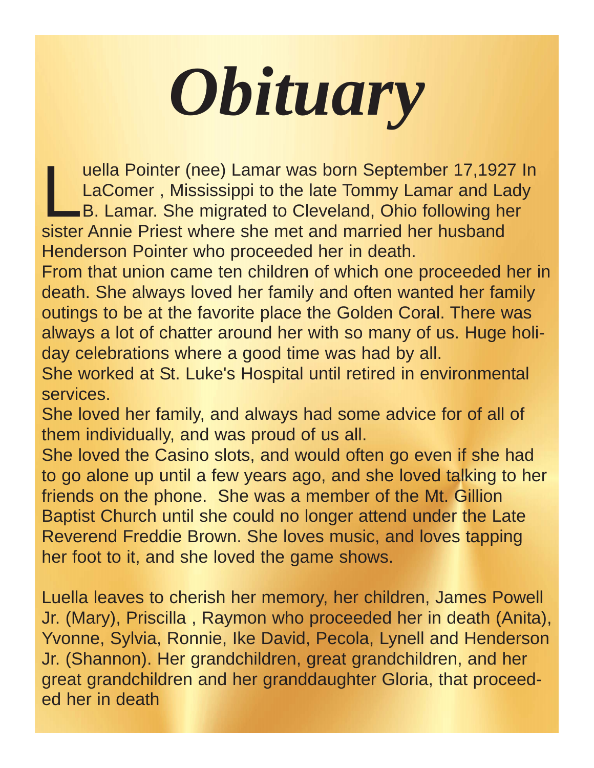# *Obituary*

Luella Pointer (nee) Lamar was born September 17,1927 In LaComer , Mississippi to the late Tommy Lamar and Lady B. Lamar. She migrated to Cleveland, Ohio following her sister Annie Priest where she met and married her husband Henderson Pointer who proceeded her in death.

From that union came ten children of which one proceeded her in death. She always loved her family and often wanted her family outings to be at the favorite place the Golden Coral. There was always a lot of chatter around her with so many of us. Huge holiday celebrations where a good time was had by all.

She worked at St. Luke's Hospital until retired in environmental services.

She loved her family, and always had some advice for of all of them individually, and was proud of us all.

She loved the Casino slots, and would often go even if she had to go alone up until a few years ago, and she loved talking to her friends on the phone. She was a member of the Mt. Gillion Baptist Church until she could no longer attend under the Late Reverend Freddie Brown. She loves music, and loves tapping her foot to it, and she loved the game shows.

Luella leaves to cherish her memory, her children, James Powell Jr. (Mary), Priscilla , Raymon who proceeded her in death (Anita), Yvonne, Sylvia, Ronnie, Ike David, Pecola, Lynell and Henderson Jr. (Shannon). Her grandchildren, great grandchildren, and her great grandchildren and her granddaughter Gloria, that proceeded her in death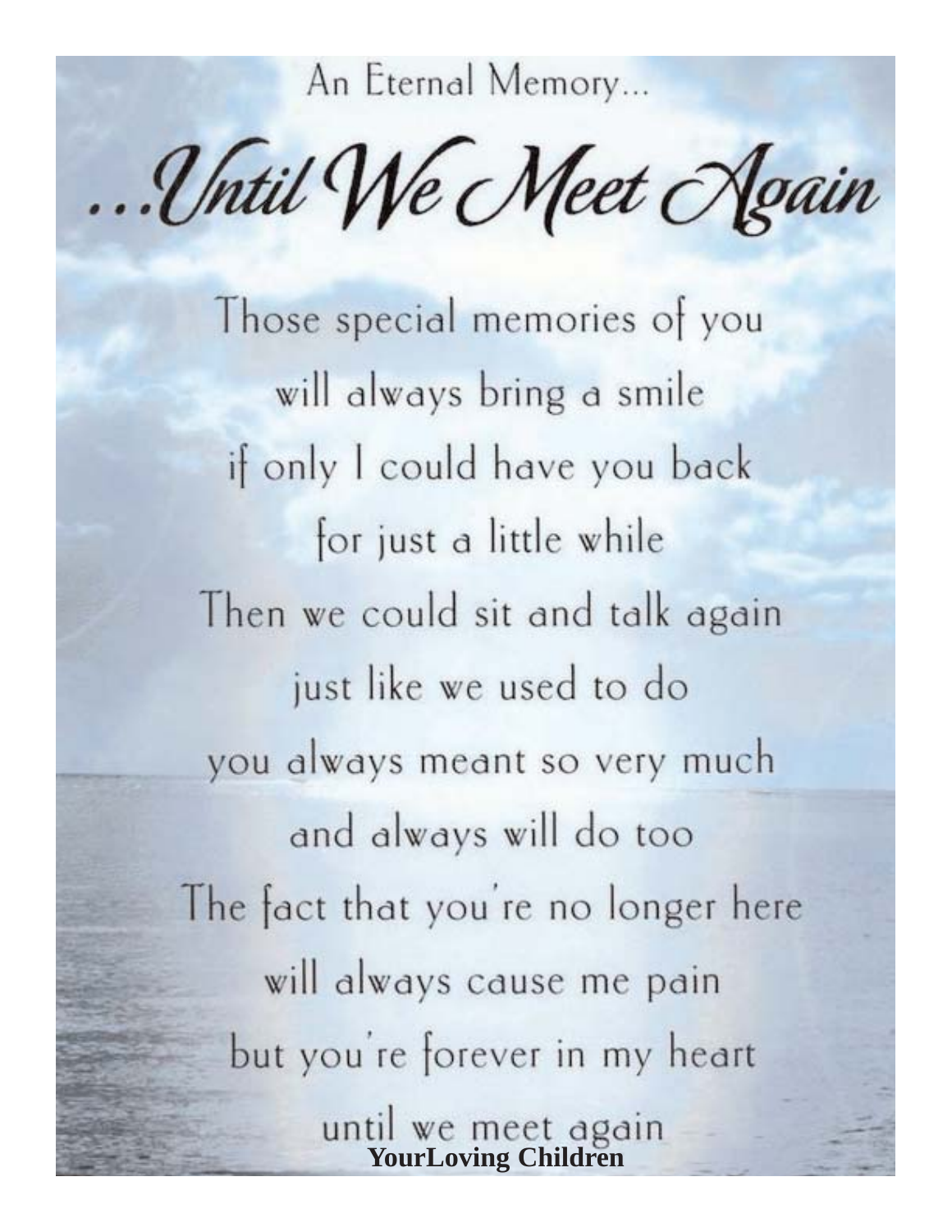An Eternal Memory...

# ...Until We Meet Again

Those special memories of you
will always bring a smile
if only I could have you back
for just a little while
Then we could sit and talk again
just like we used to do
you always meant so very much
and always will do too
The fact that you're no longer here
will always cause me pain
but you're forever in my heart
until we meet again

**YourLoving Children**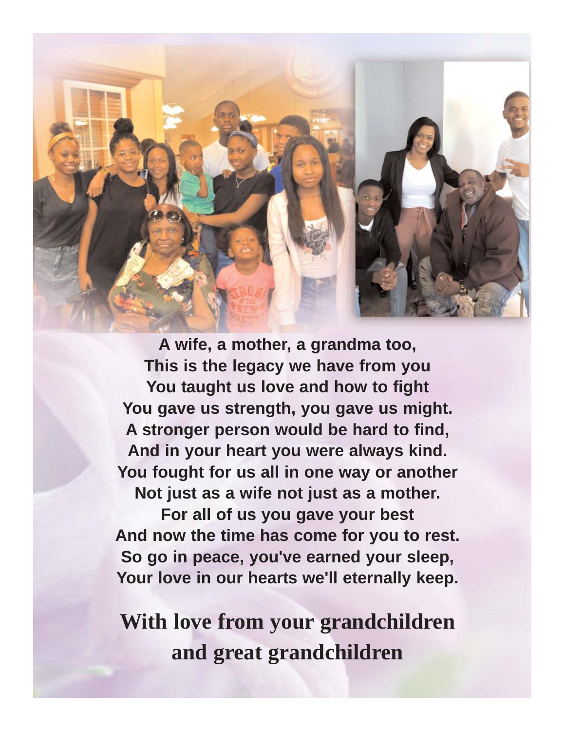**A wife, a mother, a grandma too,**
**This is the legacy we have from you**
**You taught us love and how to fight**
**You gave us strength, you gave us might.**
**A stronger person would be hard to find,**
**And in your heart you were always kind.**
**You fought for us all in one way or another**
**Not just as a wife not just as a mother.**
**For all of us you gave your best**
**And now the time has come for you to rest.**
**So go in peace, you've earned your sleep,**
**Your love in our hearts we'll eternally keep.**

**With love from your grandchildren and great grandchildren**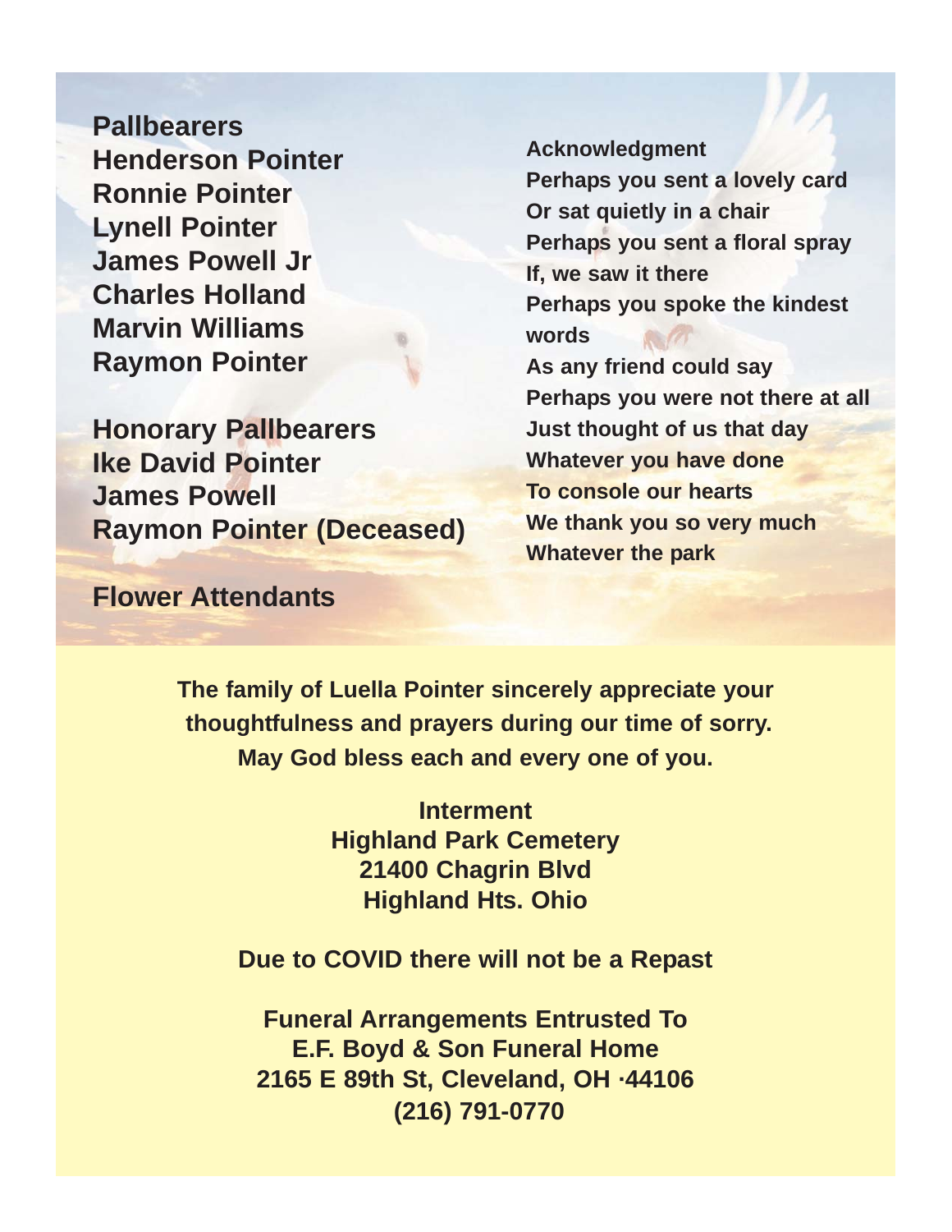**Pallbearers**
Henderson Pointer
Ronnie Pointer
Lynell Pointer
James Powell Jr
Charles Holland
Marvin Williams
Raymon Pointer

**Honorary Pallbearers**
Ike David Pointer
James Powell
Raymon Pointer (Deceased)

**Flower Attendants**

**Acknowledgment**

Perhaps you sent a lovely card
Or sat quietly in a chair
Perhaps you sent a floral spray
If, we saw it there
Perhaps you spoke the kindest words
As any friend could say
Perhaps you were not there at all
Just thought of us that day
Whatever you have done
To console our hearts
We thank you so very much
Whatever the park

The family of Luella Pointer sincerely appreciate your thoughtfulness and prayers during our time of sorry. May God bless each and every one of you.

**Interment**
Highland Park Cemetery
21400 Chagrin Blvd
Highland Hts. Ohio

Due to COVID there will not be a Repast

**Funeral Arrangements Entrusted To**
E.F. Boyd & Son Funeral Home
2165 E 89th St, Cleveland, OH ·44106
(216) 791-0770